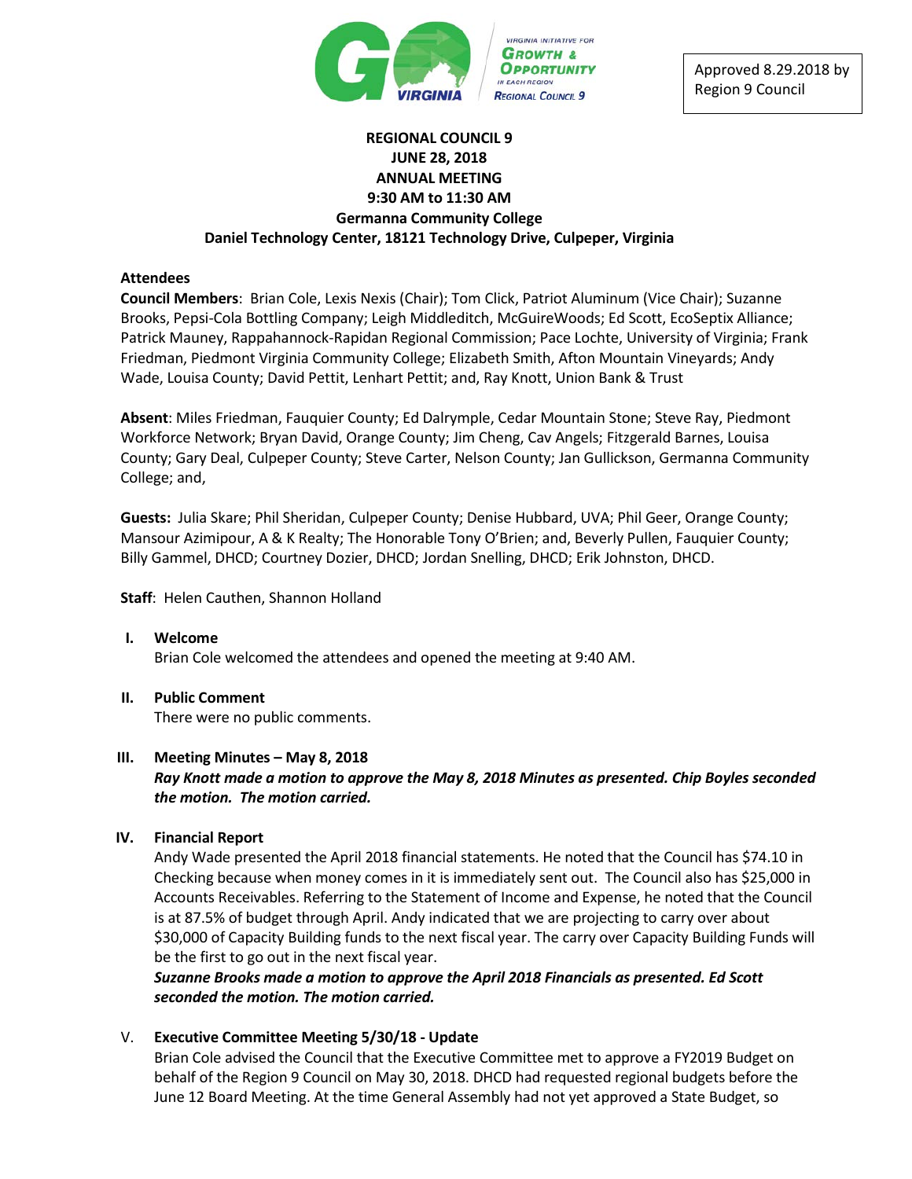Approved 8.29.2018 by Region 9 Council

**REGIONAL COUNCIL 9**
**JUNE 28, 2018**
**ANNUAL MEETING**
**9:30 AM to 11:30 AM**
**Germanna Community College**
**Daniel Technology Center, 18121 Technology Drive, Culpeper, Virginia**

**Attendees**

**Council Members**: Brian Cole, Lexis Nexis (Chair); Tom Click, Patriot Aluminum (Vice Chair); Suzanne Brooks, Pepsi-Cola Bottling Company; Leigh Middleditch, McGuireWoods; Ed Scott, EcoSeptix Alliance; Patrick Mauney, Rappahannock-Rapidan Regional Commission; Pace Lochte, University of Virginia; Frank Friedman, Piedmont Virginia Community College; Elizabeth Smith, Afton Mountain Vineyards; Andy Wade, Louisa County; David Pettit, Lenhart Pettit; and, Ray Knott, Union Bank & Trust

**Absent**: Miles Friedman, Fauquier County; Ed Dalrymple, Cedar Mountain Stone; Steve Ray, Piedmont Workforce Network; Bryan David, Orange County; Jim Cheng, Cav Angels; Fitzgerald Barnes, Louisa County; Gary Deal, Culpeper County; Steve Carter, Nelson County; Jan Gullickson, Germanna Community College; and,

**Guests:** Julia Skare; Phil Sheridan, Culpeper County; Denise Hubbard, UVA; Phil Geer, Orange County; Mansour Azimipour, A & K Realty; The Honorable Tony O'Brien; and, Beverly Pullen, Fauquier County; Billy Gammel, DHCD; Courtney Dozier, DHCD; Jordan Snelling, DHCD; Erik Johnston, DHCD.

**Staff**: Helen Cauthen, Shannon Holland

**I. Welcome**

Brian Cole welcomed the attendees and opened the meeting at 9:40 AM.

**II. Public Comment**

There were no public comments.

**III. Meeting Minutes – May 8, 2018**

***Ray Knott made a motion to approve the May 8, 2018 Minutes as presented. Chip Boyles seconded the motion. The motion carried.***

**IV. Financial Report**

Andy Wade presented the April 2018 financial statements. He noted that the Council has $74.10 in Checking because when money comes in it is immediately sent out. The Council also has $25,000 in Accounts Receivables. Referring to the Statement of Income and Expense, he noted that the Council is at 87.5% of budget through April. Andy indicated that we are projecting to carry over about $30,000 of Capacity Building funds to the next fiscal year. The carry over Capacity Building Funds will be the first to go out in the next fiscal year.

***Suzanne Brooks made a motion to approve the April 2018 Financials as presented. Ed Scott seconded the motion. The motion carried.***

**V. Executive Committee Meeting 5/30/18 - Update**

Brian Cole advised the Council that the Executive Committee met to approve a FY2019 Budget on behalf of the Region 9 Council on May 30, 2018. DHCD had requested regional budgets before the June 12 Board Meeting. At the time General Assembly had not yet approved a State Budget, so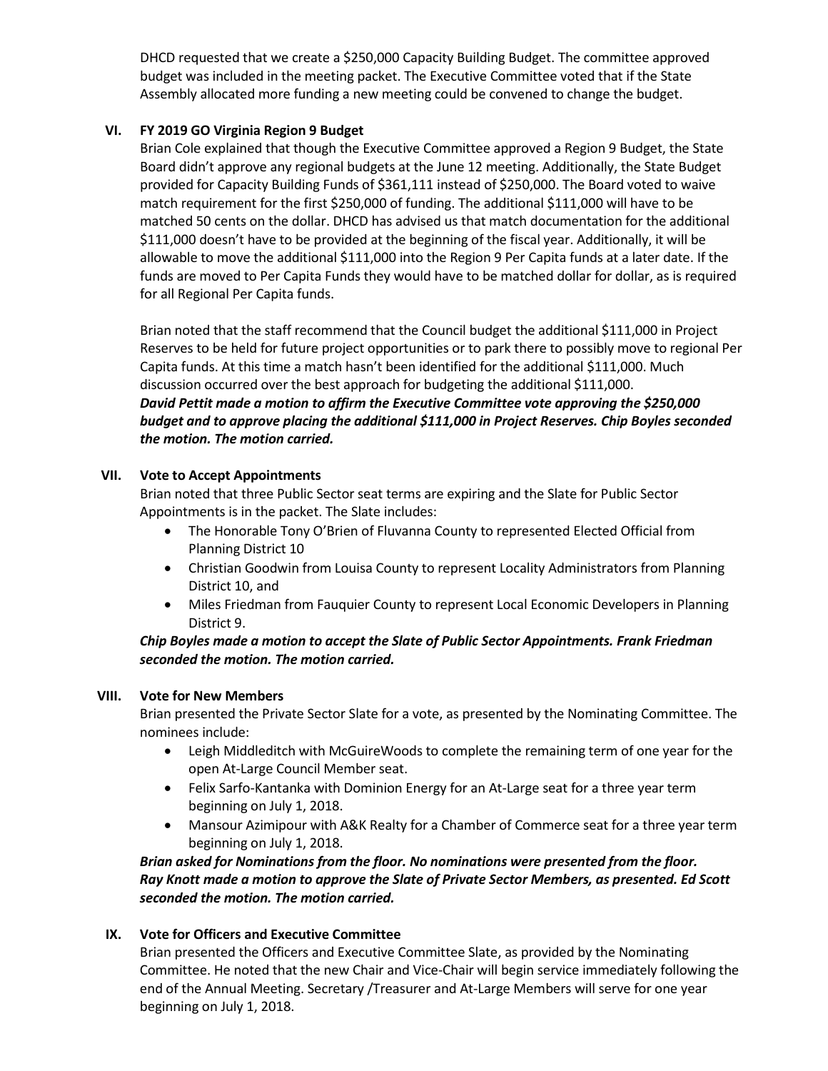DHCD requested that we create a $250,000 Capacity Building Budget. The committee approved budget was included in the meeting packet. The Executive Committee voted that if the State Assembly allocated more funding a new meeting could be convened to change the budget.

## VI. FY 2019 GO Virginia Region 9 Budget

Brian Cole explained that though the Executive Committee approved a Region 9 Budget, the State Board didn't approve any regional budgets at the June 12 meeting. Additionally, the State Budget provided for Capacity Building Funds of $361,111 instead of $250,000. The Board voted to waive match requirement for the first $250,000 of funding. The additional $111,000 will have to be matched 50 cents on the dollar. DHCD has advised us that match documentation for the additional $111,000 doesn't have to be provided at the beginning of the fiscal year. Additionally, it will be allowable to move the additional $111,000 into the Region 9 Per Capita funds at a later date. If the funds are moved to Per Capita Funds they would have to be matched dollar for dollar, as is required for all Regional Per Capita funds.

Brian noted that the staff recommend that the Council budget the additional $111,000 in Project Reserves to be held for future project opportunities or to park there to possibly move to regional Per Capita funds. At this time a match hasn't been identified for the additional $111,000. Much discussion occurred over the best approach for budgeting the additional $111,000.
***David Pettit made a motion to affirm the Executive Committee vote approving the $250,000 budget and to approve placing the additional $111,000 in Project Reserves. Chip Boyles seconded the motion. The motion carried.***

## VII. Vote to Accept Appointments

Brian noted that three Public Sector seat terms are expiring and the Slate for Public Sector Appointments is in the packet. The Slate includes:

- The Honorable Tony O'Brien of Fluvanna County to represented Elected Official from Planning District 10
- Christian Goodwin from Louisa County to represent Locality Administrators from Planning District 10, and
- Miles Friedman from Fauquier County to represent Local Economic Developers in Planning District 9.

***Chip Boyles made a motion to accept the Slate of Public Sector Appointments. Frank Friedman seconded the motion. The motion carried.***

## VIII. Vote for New Members

Brian presented the Private Sector Slate for a vote, as presented by the Nominating Committee. The nominees include:

- Leigh Middleditch with McGuireWoods to complete the remaining term of one year for the open At-Large Council Member seat.
- Felix Sarfo-Kantanka with Dominion Energy for an At-Large seat for a three year term beginning on July 1, 2018.
- Mansour Azimipour with A&K Realty for a Chamber of Commerce seat for a three year term beginning on July 1, 2018.

***Brian asked for Nominations from the floor. No nominations were presented from the floor. Ray Knott made a motion to approve the Slate of Private Sector Members, as presented. Ed Scott seconded the motion. The motion carried.***

## IX. Vote for Officers and Executive Committee

Brian presented the Officers and Executive Committee Slate, as provided by the Nominating Committee. He noted that the new Chair and Vice-Chair will begin service immediately following the end of the Annual Meeting. Secretary /Treasurer and At-Large Members will serve for one year beginning on July 1, 2018.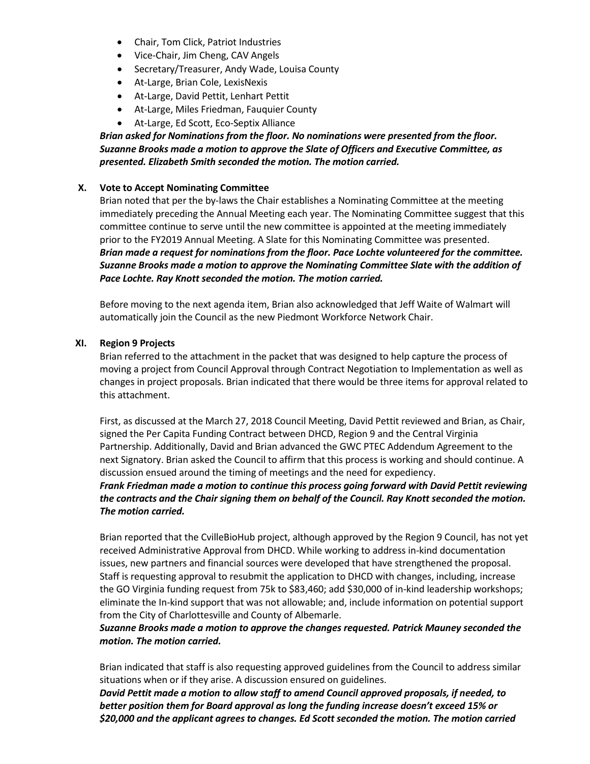- Chair, Tom Click, Patriot Industries
- Vice-Chair, Jim Cheng, CAV Angels
- Secretary/Treasurer, Andy Wade, Louisa County
- At-Large, Brian Cole, LexisNexis
- At-Large, David Pettit, Lenhart Pettit
- At-Large, Miles Friedman, Fauquier County
- At-Large, Ed Scott, Eco-Septix Alliance

***Brian asked for Nominations from the floor. No nominations were presented from the floor. Suzanne Brooks made a motion to approve the Slate of Officers and Executive Committee, as presented. Elizabeth Smith seconded the motion. The motion carried.***

### X. Vote to Accept Nominating Committee

Brian noted that per the by-laws the Chair establishes a Nominating Committee at the meeting immediately preceding the Annual Meeting each year. The Nominating Committee suggest that this committee continue to serve until the new committee is appointed at the meeting immediately prior to the FY2019 Annual Meeting. A Slate for this Nominating Committee was presented.
***Brian made a request for nominations from the floor. Pace Lochte volunteered for the committee. Suzanne Brooks made a motion to approve the Nominating Committee Slate with the addition of Pace Lochte. Ray Knott seconded the motion. The motion carried.***

Before moving to the next agenda item, Brian also acknowledged that Jeff Waite of Walmart will automatically join the Council as the new Piedmont Workforce Network Chair.

### XI. Region 9 Projects

Brian referred to the attachment in the packet that was designed to help capture the process of moving a project from Council Approval through Contract Negotiation to Implementation as well as changes in project proposals. Brian indicated that there would be three items for approval related to this attachment.

First, as discussed at the March 27, 2018 Council Meeting, David Pettit reviewed and Brian, as Chair, signed the Per Capita Funding Contract between DHCD, Region 9 and the Central Virginia Partnership. Additionally, David and Brian advanced the GWC PTEC Addendum Agreement to the next Signatory. Brian asked the Council to affirm that this process is working and should continue. A discussion ensued around the timing of meetings and the need for expediency.
***Frank Friedman made a motion to continue this process going forward with David Pettit reviewing the contracts and the Chair signing them on behalf of the Council. Ray Knott seconded the motion. The motion carried.***

Brian reported that the CvilleBioHub project, although approved by the Region 9 Council, has not yet received Administrative Approval from DHCD. While working to address in-kind documentation issues, new partners and financial sources were developed that have strengthened the proposal. Staff is requesting approval to resubmit the application to DHCD with changes, including, increase the GO Virginia funding request from 75k to $83,460; add $30,000 of in-kind leadership workshops; eliminate the In-kind support that was not allowable; and, include information on potential support from the City of Charlottesville and County of Albemarle.
***Suzanne Brooks made a motion to approve the changes requested. Patrick Mauney seconded the motion. The motion carried.***

Brian indicated that staff is also requesting approved guidelines from the Council to address similar situations when or if they arise. A discussion ensured on guidelines.
***David Pettit made a motion to allow staff to amend Council approved proposals, if needed, to better position them for Board approval as long the funding increase doesn't exceed 15% or $20,000 and the applicant agrees to changes. Ed Scott seconded the motion. The motion carried***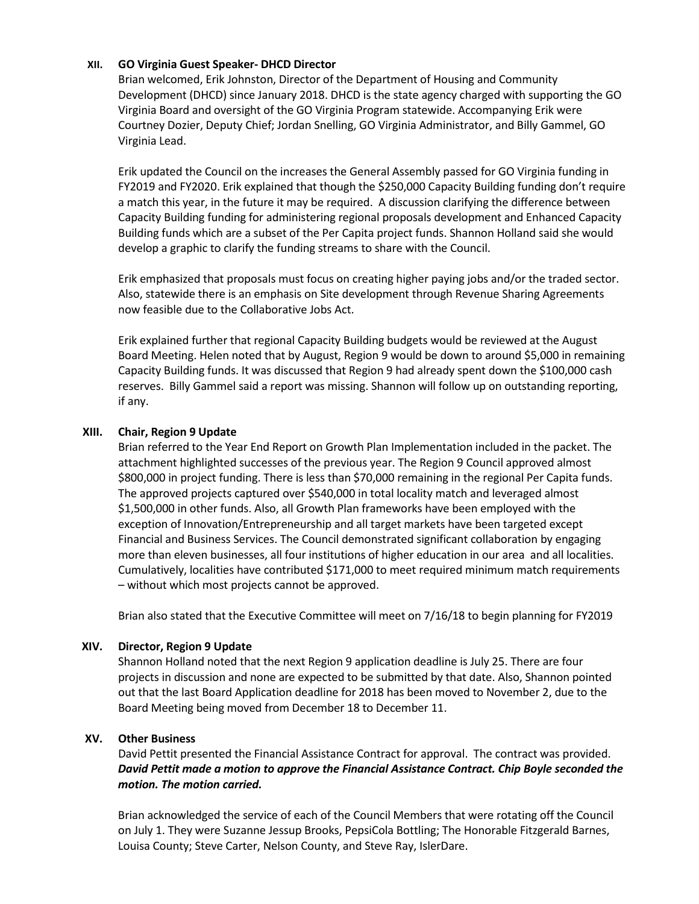## XII. GO Virginia Guest Speaker- DHCD Director

Brian welcomed, Erik Johnston, Director of the Department of Housing and Community Development (DHCD) since January 2018. DHCD is the state agency charged with supporting the GO Virginia Board and oversight of the GO Virginia Program statewide. Accompanying Erik were Courtney Dozier, Deputy Chief; Jordan Snelling, GO Virginia Administrator, and Billy Gammel, GO Virginia Lead.

Erik updated the Council on the increases the General Assembly passed for GO Virginia funding in FY2019 and FY2020. Erik explained that though the $250,000 Capacity Building funding don't require a match this year, in the future it may be required. A discussion clarifying the difference between Capacity Building funding for administering regional proposals development and Enhanced Capacity Building funds which are a subset of the Per Capita project funds. Shannon Holland said she would develop a graphic to clarify the funding streams to share with the Council.

Erik emphasized that proposals must focus on creating higher paying jobs and/or the traded sector. Also, statewide there is an emphasis on Site development through Revenue Sharing Agreements now feasible due to the Collaborative Jobs Act.

Erik explained further that regional Capacity Building budgets would be reviewed at the August Board Meeting. Helen noted that by August, Region 9 would be down to around $5,000 in remaining Capacity Building funds. It was discussed that Region 9 had already spent down the $100,000 cash reserves. Billy Gammel said a report was missing. Shannon will follow up on outstanding reporting, if any.

## XIII. Chair, Region 9 Update

Brian referred to the Year End Report on Growth Plan Implementation included in the packet. The attachment highlighted successes of the previous year. The Region 9 Council approved almost $800,000 in project funding. There is less than $70,000 remaining in the regional Per Capita funds. The approved projects captured over $540,000 in total locality match and leveraged almost $1,500,000 in other funds. Also, all Growth Plan frameworks have been employed with the exception of Innovation/Entrepreneurship and all target markets have been targeted except Financial and Business Services. The Council demonstrated significant collaboration by engaging more than eleven businesses, all four institutions of higher education in our area and all localities. Cumulatively, localities have contributed $171,000 to meet required minimum match requirements – without which most projects cannot be approved.

Brian also stated that the Executive Committee will meet on 7/16/18 to begin planning for FY2019

## XIV. Director, Region 9 Update

Shannon Holland noted that the next Region 9 application deadline is July 25. There are four projects in discussion and none are expected to be submitted by that date. Also, Shannon pointed out that the last Board Application deadline for 2018 has been moved to November 2, due to the Board Meeting being moved from December 18 to December 11.

## XV. Other Business

David Pettit presented the Financial Assistance Contract for approval. The contract was provided. ***David Pettit made a motion to approve the Financial Assistance Contract. Chip Boyle seconded the motion. The motion carried.***

Brian acknowledged the service of each of the Council Members that were rotating off the Council on July 1. They were Suzanne Jessup Brooks, PepsiCola Bottling; The Honorable Fitzgerald Barnes, Louisa County; Steve Carter, Nelson County, and Steve Ray, IslerDare.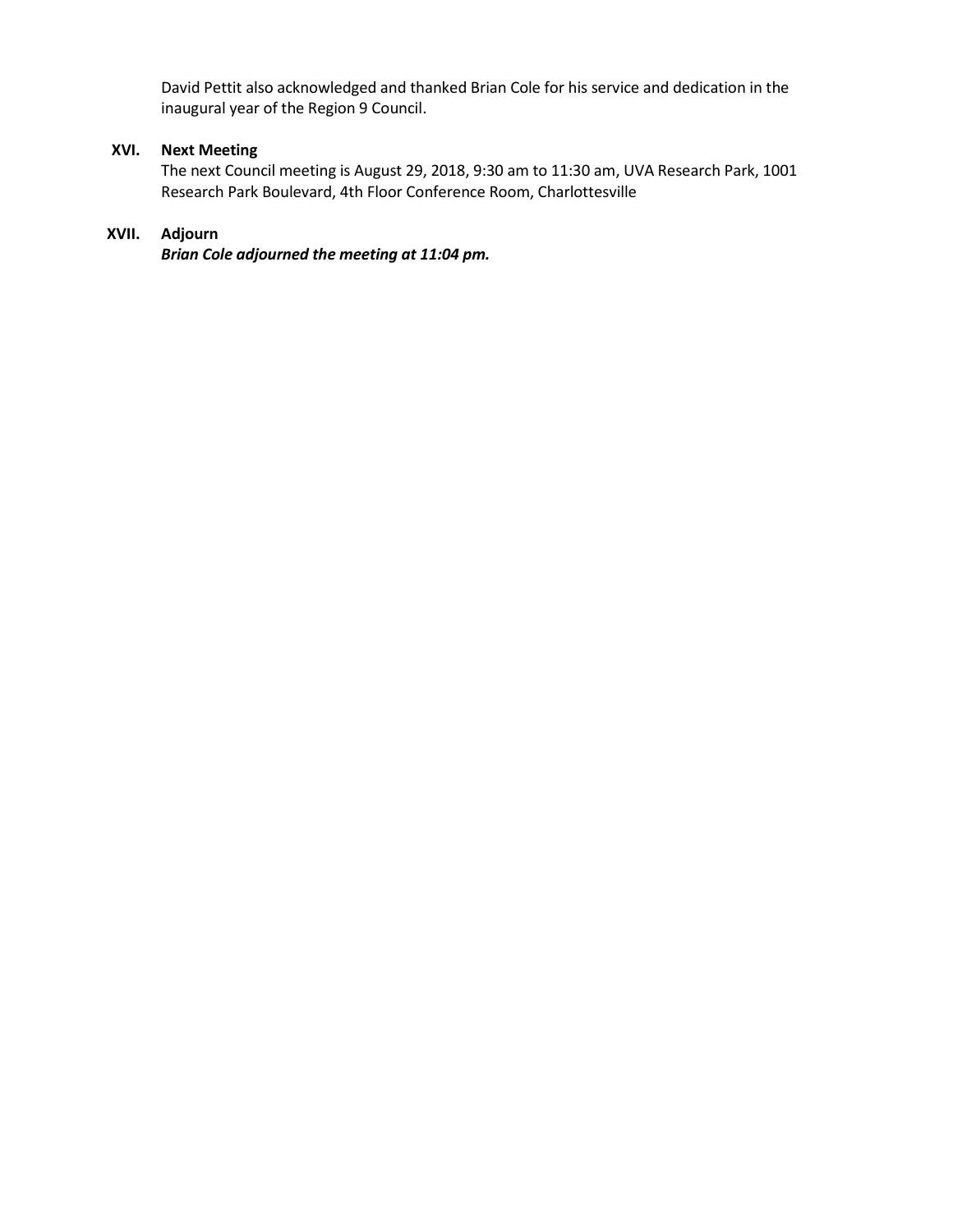David Pettit also acknowledged and thanked Brian Cole for his service and dedication in the inaugural year of the Region 9 Council.

## XVI. Next Meeting

The next Council meeting is August 29, 2018, 9:30 am to 11:30 am, UVA Research Park, 1001 Research Park Boulevard, 4th Floor Conference Room, Charlottesville

## XVII. Adjourn

***Brian Cole adjourned the meeting at 11:04 pm.***